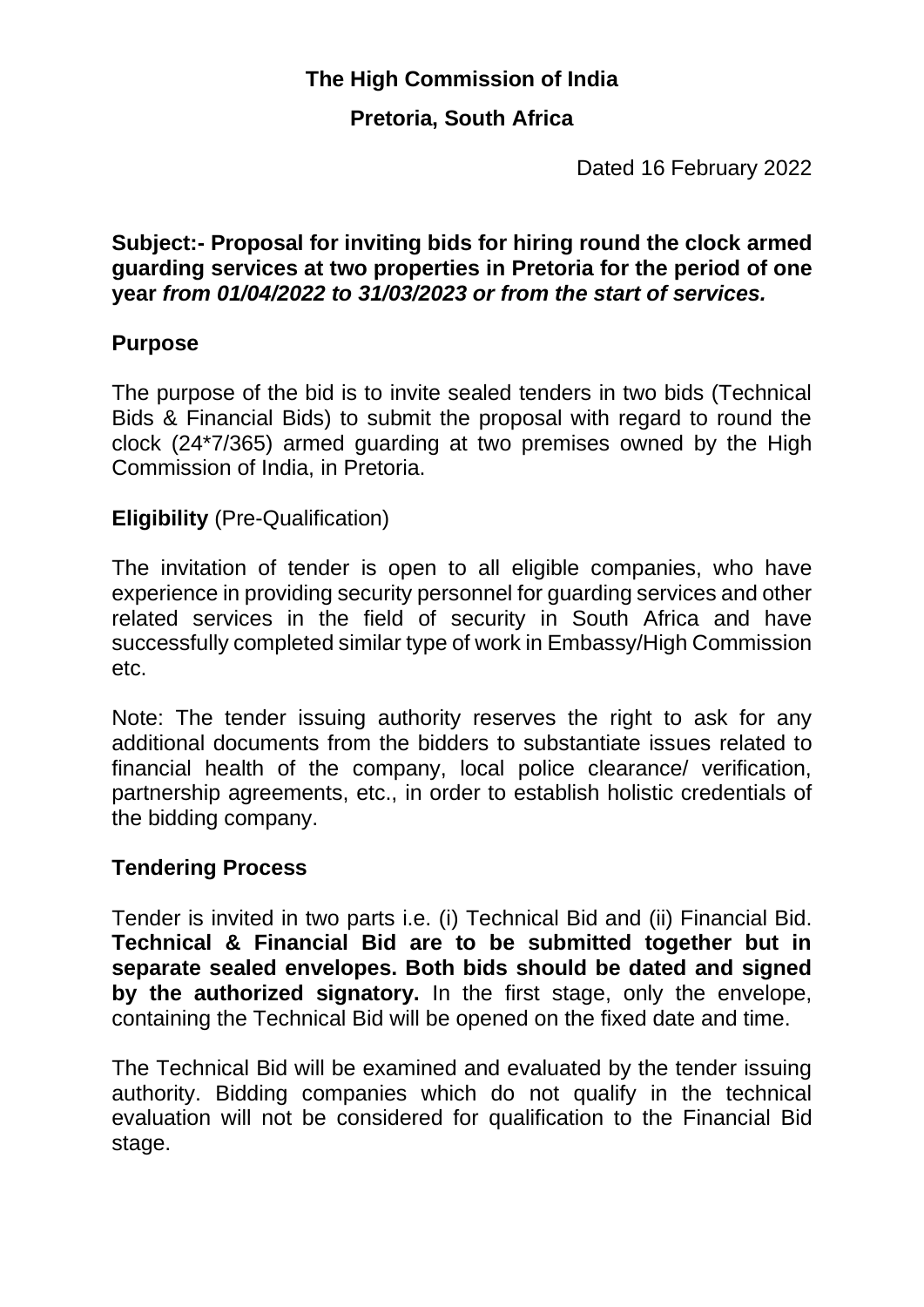**The High Commission of India**

**Pretoria, South Africa**

Dated 16 February 2022

**Subject:- Proposal for inviting bids for hiring round the clock armed guarding services at two properties in Pretoria for the period of one year *from 01/04/2022 to 31/03/2023 or from the start of services.***

## Purpose

The purpose of the bid is to invite sealed tenders in two bids (Technical Bids & Financial Bids) to submit the proposal with regard to round the clock (24*7/365) armed guarding at two premises owned by the High Commission of India, in Pretoria.

## Eligibility (Pre-Qualification)

The invitation of tender is open to all eligible companies, who have experience in providing security personnel for guarding services and other related services in the field of security in South Africa and have successfully completed similar type of work in Embassy/High Commission etc.

Note: The tender issuing authority reserves the right to ask for any additional documents from the bidders to substantiate issues related to financial health of the company, local police clearance/ verification, partnership agreements, etc., in order to establish holistic credentials of the bidding company.

## Tendering Process

Tender is invited in two parts i.e. (i) Technical Bid and (ii) Financial Bid. **Technical & Financial Bid are to be submitted together but in separate sealed envelopes. Both bids should be dated and signed by the authorized signatory.** In the first stage, only the envelope, containing the Technical Bid will be opened on the fixed date and time.

The Technical Bid will be examined and evaluated by the tender issuing authority. Bidding companies which do not qualify in the technical evaluation will not be considered for qualification to the Financial Bid stage.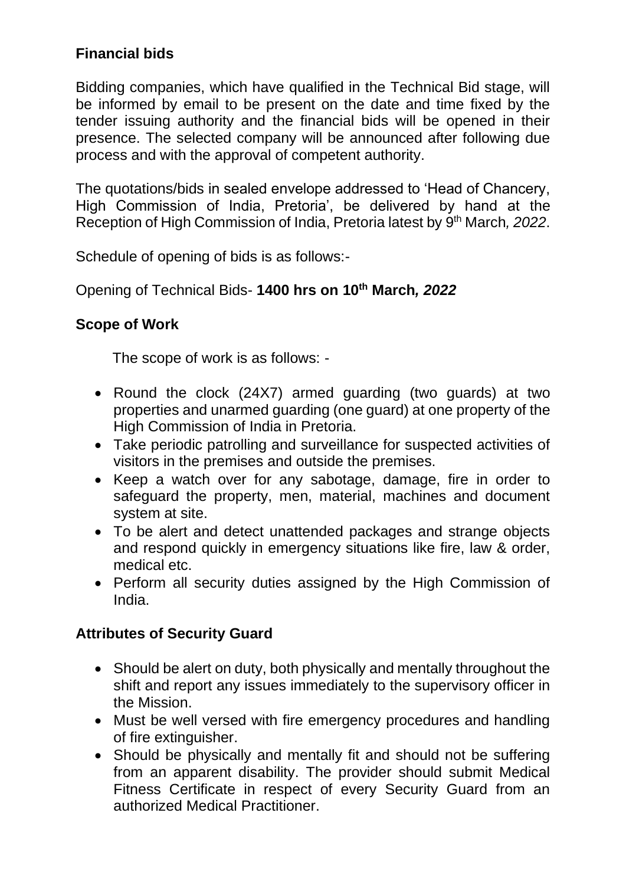**Financial bids**

Bidding companies, which have qualified in the Technical Bid stage, will be informed by email to be present on the date and time fixed by the tender issuing authority and the financial bids will be opened in their presence. The selected company will be announced after following due process and with the approval of competent authority.

The quotations/bids in sealed envelope addressed to 'Head of Chancery, High Commission of India, Pretoria', be delivered by hand at the Reception of High Commission of India, Pretoria latest by 9th March*, 2022*.

Schedule of opening of bids is as follows:-

Opening of Technical Bids- **1400 hrs on 10th March*, 2022***

**Scope of Work**

The scope of work is as follows: -

- Round the clock (24X7) armed guarding (two guards) at two properties and unarmed guarding (one guard) at one property of the High Commission of India in Pretoria.
- Take periodic patrolling and surveillance for suspected activities of visitors in the premises and outside the premises.
- Keep a watch over for any sabotage, damage, fire in order to safeguard the property, men, material, machines and document system at site.
- To be alert and detect unattended packages and strange objects and respond quickly in emergency situations like fire, law & order, medical etc.
- Perform all security duties assigned by the High Commission of India.

**Attributes of Security Guard**

- Should be alert on duty, both physically and mentally throughout the shift and report any issues immediately to the supervisory officer in the Mission.
- Must be well versed with fire emergency procedures and handling of fire extinguisher.
- Should be physically and mentally fit and should not be suffering from an apparent disability. The provider should submit Medical Fitness Certificate in respect of every Security Guard from an authorized Medical Practitioner.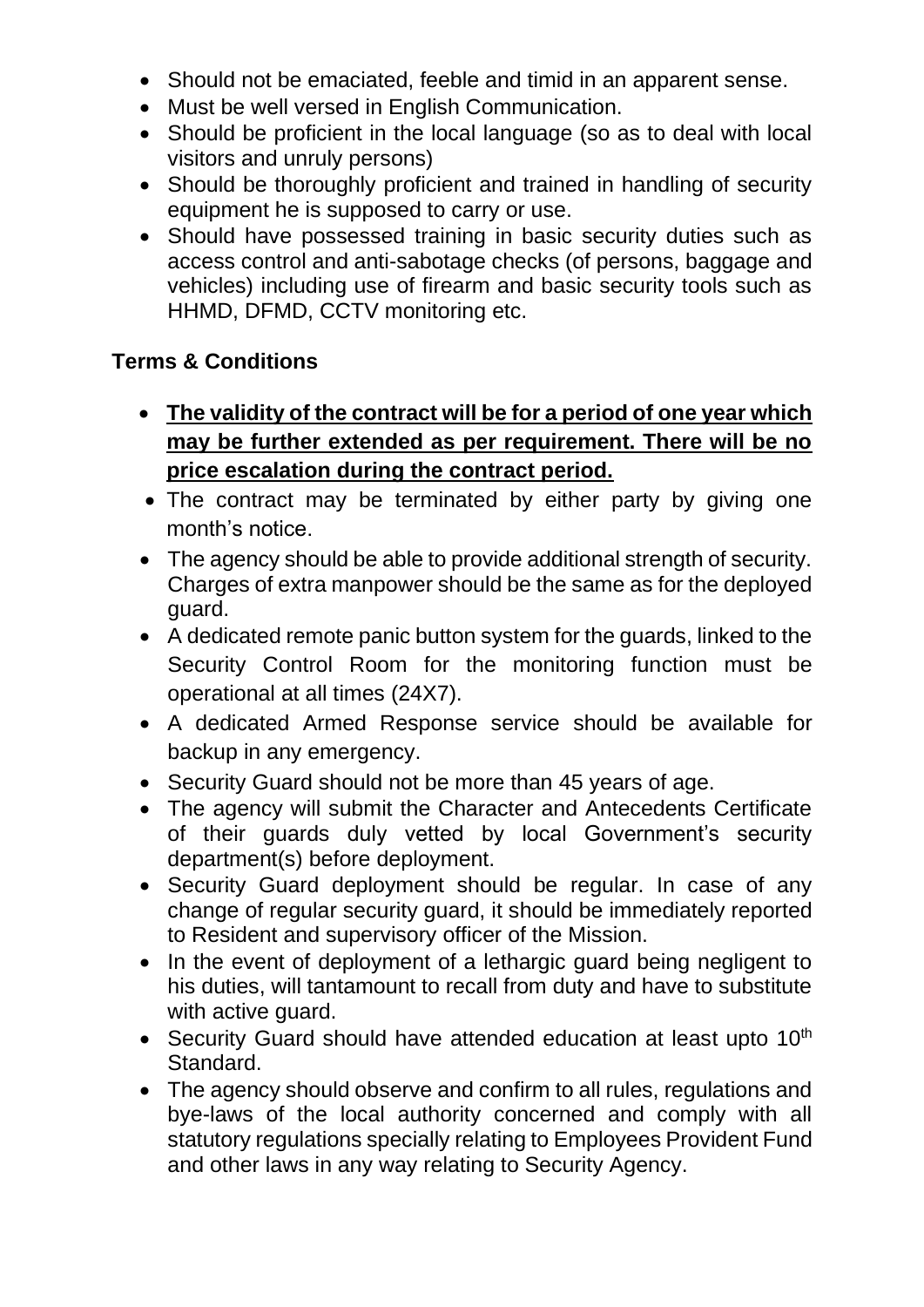- Should not be emaciated, feeble and timid in an apparent sense.
- Must be well versed in English Communication.
- Should be proficient in the local language (so as to deal with local visitors and unruly persons)
- Should be thoroughly proficient and trained in handling of security equipment he is supposed to carry or use.
- Should have possessed training in basic security duties such as access control and anti-sabotage checks (of persons, baggage and vehicles) including use of firearm and basic security tools such as HHMD, DFMD, CCTV monitoring etc.

**Terms & Conditions**

- **The validity of the contract will be for a period of one year which may be further extended as per requirement. There will be no price escalation during the contract period.**
- The contract may be terminated by either party by giving one month's notice.
- The agency should be able to provide additional strength of security. Charges of extra manpower should be the same as for the deployed guard.
- A dedicated remote panic button system for the guards, linked to the Security Control Room for the monitoring function must be operational at all times (24X7).
- A dedicated Armed Response service should be available for backup in any emergency.
- Security Guard should not be more than 45 years of age.
- The agency will submit the Character and Antecedents Certificate of their guards duly vetted by local Government's security department(s) before deployment.
- Security Guard deployment should be regular. In case of any change of regular security guard, it should be immediately reported to Resident and supervisory officer of the Mission.
- In the event of deployment of a lethargic guard being negligent to his duties, will tantamount to recall from duty and have to substitute with active guard.
- Security Guard should have attended education at least upto 10th Standard.
- The agency should observe and confirm to all rules, regulations and bye-laws of the local authority concerned and comply with all statutory regulations specially relating to Employees Provident Fund and other laws in any way relating to Security Agency.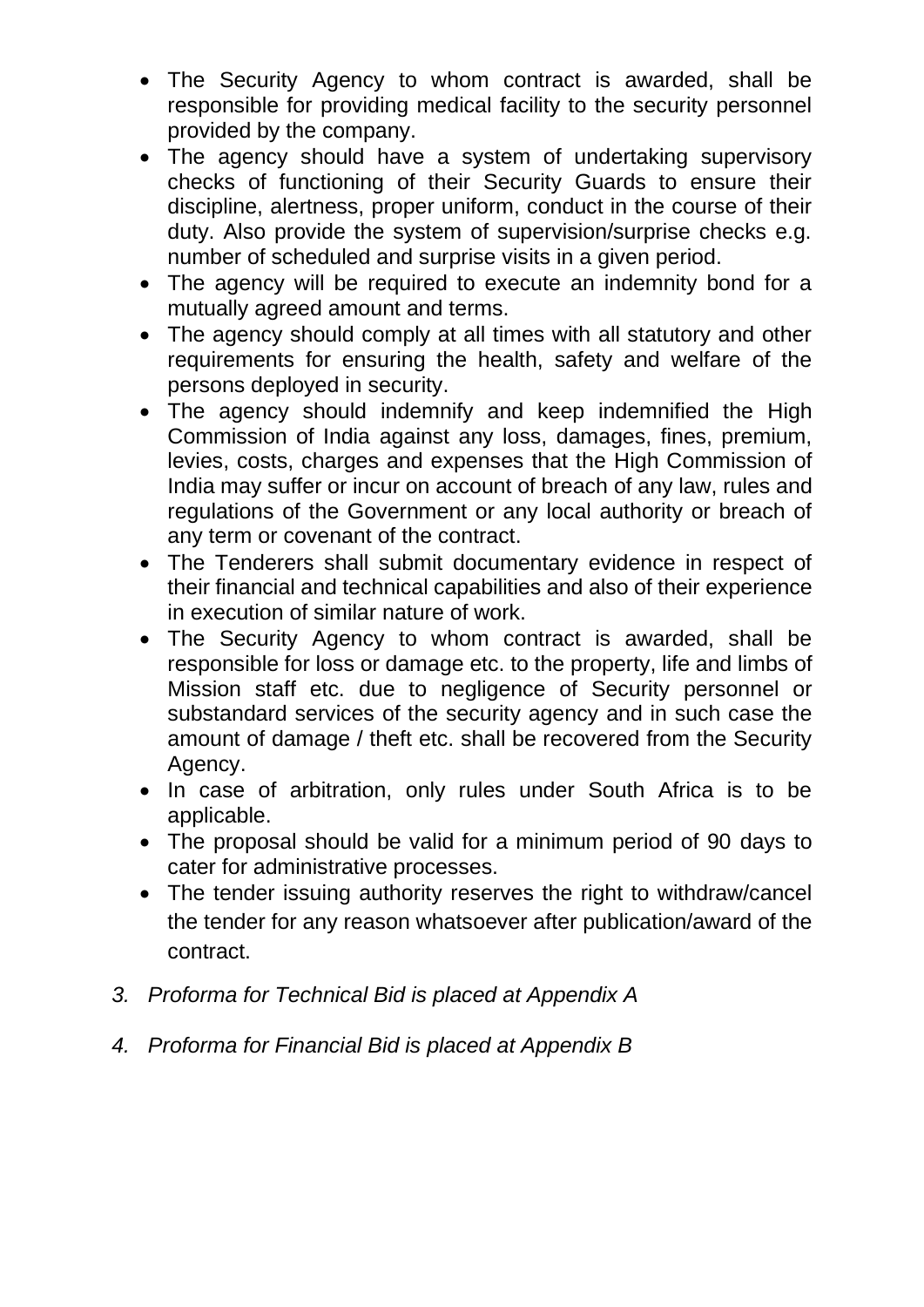- The Security Agency to whom contract is awarded, shall be responsible for providing medical facility to the security personnel provided by the company.
- The agency should have a system of undertaking supervisory checks of functioning of their Security Guards to ensure their discipline, alertness, proper uniform, conduct in the course of their duty. Also provide the system of supervision/surprise checks e.g. number of scheduled and surprise visits in a given period.
- The agency will be required to execute an indemnity bond for a mutually agreed amount and terms.
- The agency should comply at all times with all statutory and other requirements for ensuring the health, safety and welfare of the persons deployed in security.
- The agency should indemnify and keep indemnified the High Commission of India against any loss, damages, fines, premium, levies, costs, charges and expenses that the High Commission of India may suffer or incur on account of breach of any law, rules and regulations of the Government or any local authority or breach of any term or covenant of the contract.
- The Tenderers shall submit documentary evidence in respect of their financial and technical capabilities and also of their experience in execution of similar nature of work.
- The Security Agency to whom contract is awarded, shall be responsible for loss or damage etc. to the property, life and limbs of Mission staff etc. due to negligence of Security personnel or substandard services of the security agency and in such case the amount of damage / theft etc. shall be recovered from the Security Agency.
- In case of arbitration, only rules under South Africa is to be applicable.
- The proposal should be valid for a minimum period of 90 days to cater for administrative processes.
- The tender issuing authority reserves the right to withdraw/cancel the tender for any reason whatsoever after publication/award of the contract.

*3. Proforma for Technical Bid is placed at Appendix A*

*4. Proforma for Financial Bid is placed at Appendix B*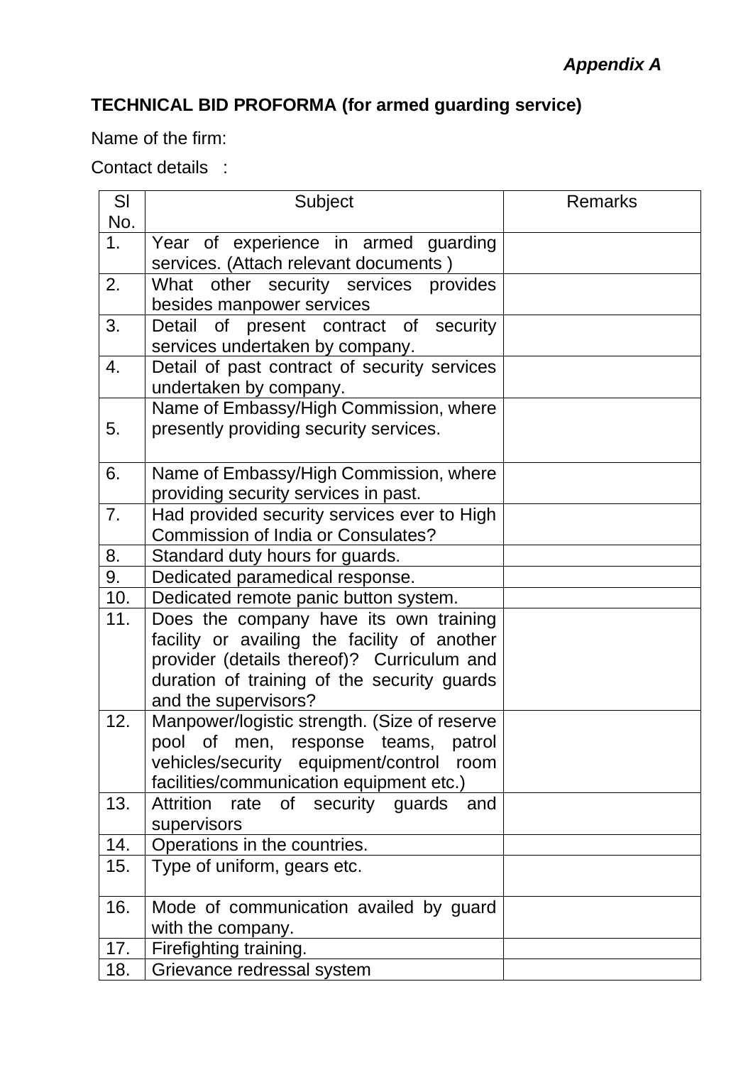***Appendix A***

**TECHNICAL BID PROFORMA (for armed guarding service)**

Name of the firm:

Contact details :

| Sl No. | Subject | Remarks |
|---|---|---|
| 1. | Year of experience in armed guarding services. (Attach relevant documents ) | |
| 2. | What other security services provides besides manpower services | |
| 3. | Detail of present contract of security services undertaken by company. | |
| 4. | Detail of past contract of security services undertaken by company. | |
| 5. | Name of Embassy/High Commission, where presently providing security services. | |
| 6. | Name of Embassy/High Commission, where providing security services in past. | |
| 7. | Had provided security services ever to High Commission of India or Consulates? | |
| 8. | Standard duty hours for guards. | |
| 9. | Dedicated paramedical response. | |
| 10. | Dedicated remote panic button system. | |
| 11. | Does the company have its own training facility or availing the facility of another provider (details thereof)? Curriculum and duration of training of the security guards and the supervisors? | |
| 12. | Manpower/logistic strength. (Size of reserve pool of men, response teams, patrol vehicles/security equipment/control room facilities/communication equipment etc.) | |
| 13. | Attrition rate of security guards and supervisors | |
| 14. | Operations in the countries. | |
| 15. | Type of uniform, gears etc. | |
| 16. | Mode of communication availed by guard with the company. | |
| 17. | Firefighting training. | |
| 18. | Grievance redressal system | |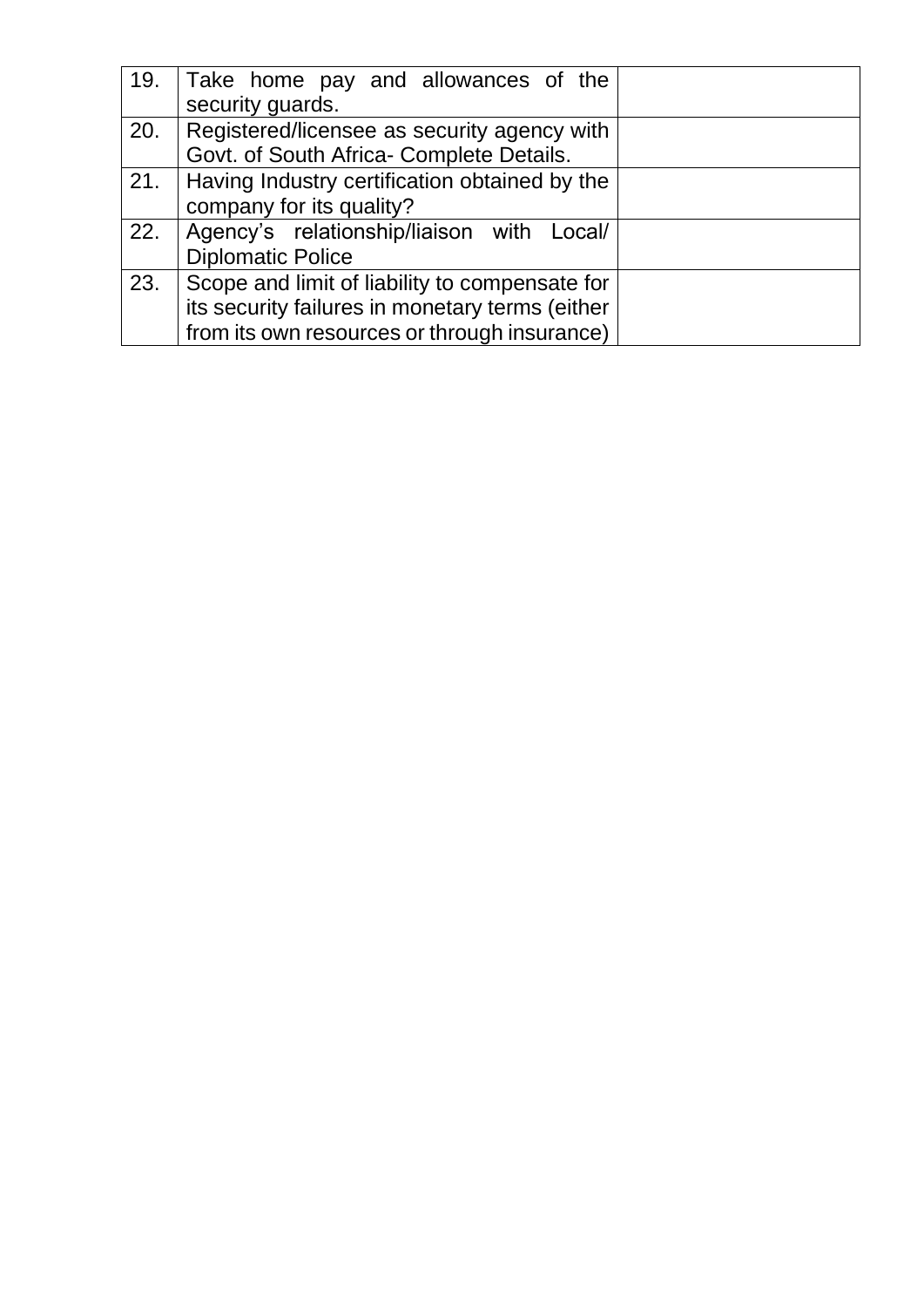| | | |
|---|---|---|
| 19. | Take home pay and allowances of the security guards. | |
| 20. | Registered/licensee as security agency with Govt. of South Africa- Complete Details. | |
| 21. | Having Industry certification obtained by the company for its quality? | |
| 22. | Agency's relationship/liaison with Local/ Diplomatic Police | |
| 23. | Scope and limit of liability to compensate for its security failures in monetary terms (either from its own resources or through insurance) | |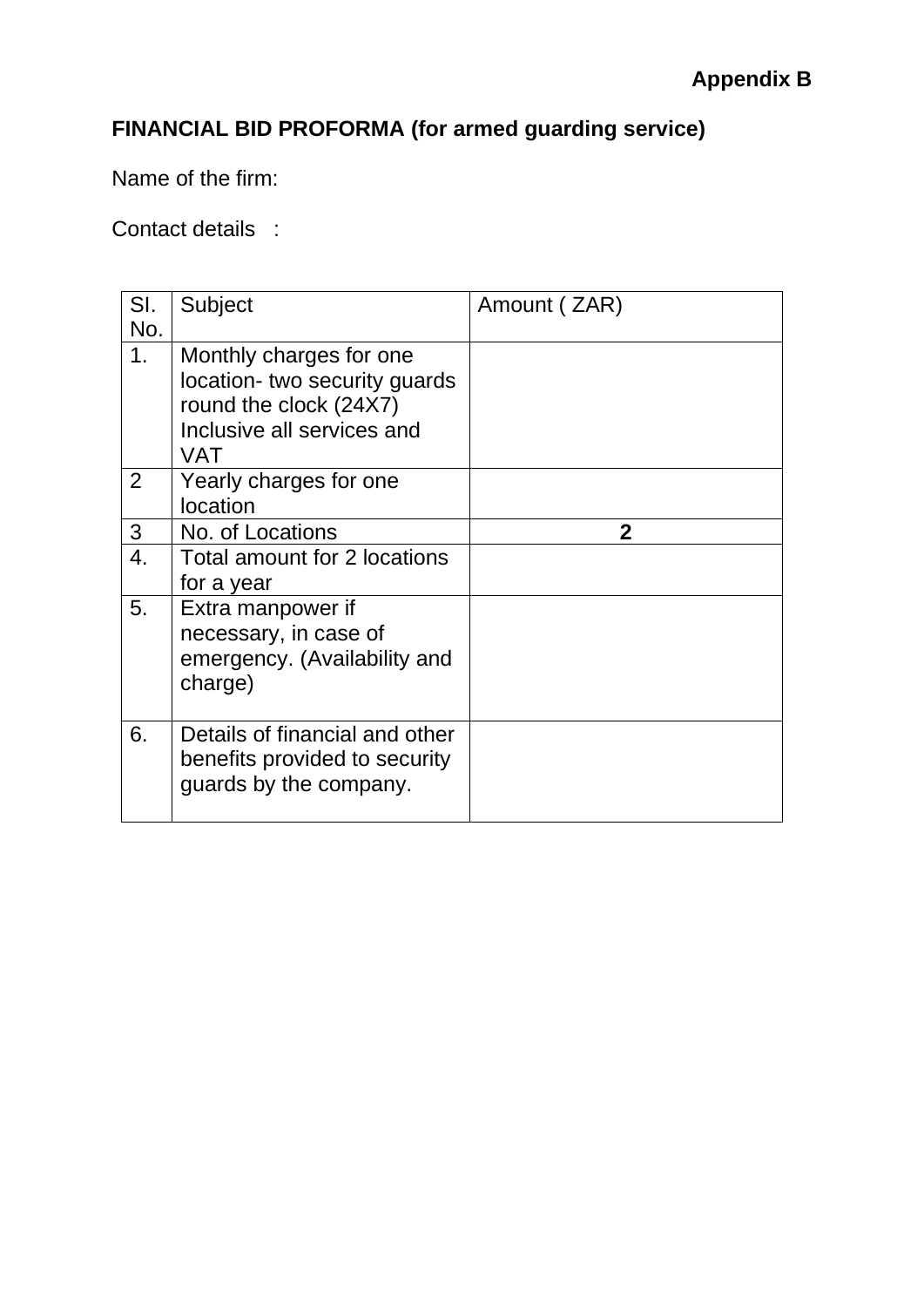**Appendix B**

**FINANCIAL BID PROFORMA (for armed guarding service)**

Name of the firm:

Contact details :

| SI. No. | Subject | Amount ( ZAR) |
|---|---|---|
| 1. | Monthly charges for one location- two security guards round the clock (24X7) Inclusive all services and VAT | |
| 2 | Yearly charges for one location | |
| 3 | No. of Locations | **2** |
| 4. | Total amount for 2 locations for a year | |
| 5. | Extra manpower if necessary, in case of emergency. (Availability and charge) | |
| 6. | Details of financial and other benefits provided to security guards by the company. | |